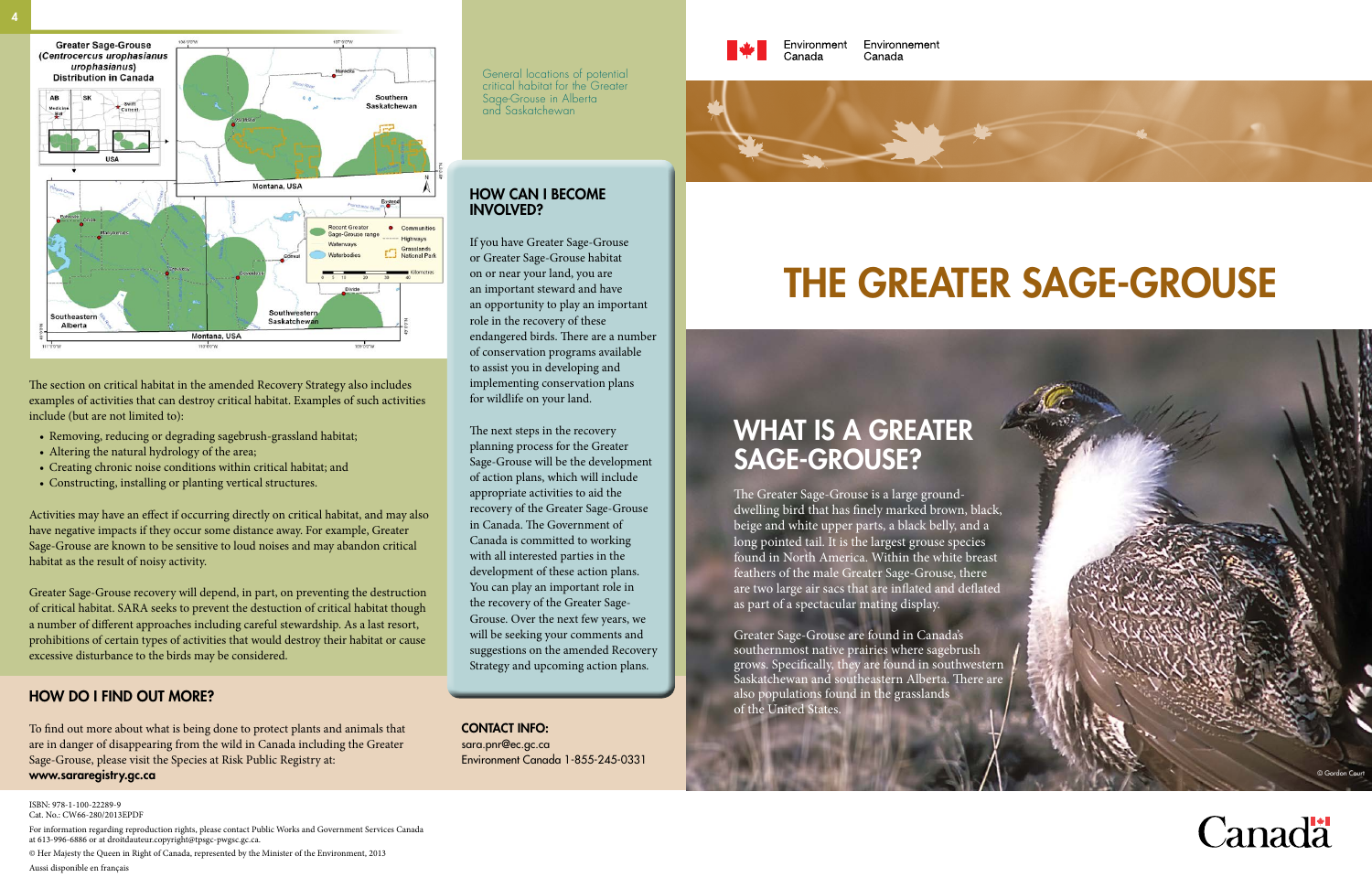General locations of potential critical habitat for the Greater Sage-Grouse in Alberta and Saskatchewan

The section on critical habitat in the amended Recovery Strategy also includes examples of activities that can destroy critical habitat. Examples of such activities include (but are not limited to):

- Removing, reducing or degrading sagebrush-grassland habitat;
- Altering the natural hydrology of the area;
- Creating chronic noise conditions within critical habitat; and
- Constructing, installing or planting vertical structures.

Activities may have an effect if occurring directly on critical habitat, and may also have negative impacts if they occur some distance away. For example, Greater Sage-Grouse are known to be sensitive to loud noises and may abandon critical habitat as the result of noisy activity.

Greater Sage-Grouse recovery will depend, in part, on preventing the destruction of critical habitat. SARA seeks to prevent the destuction of critical habitat though a number of different approaches including careful stewardship. As a last resort, prohibitions of certain types of activities that would destroy their habitat or cause excessive disturbance to the birds may be considered.

## HOW DO I FIND OUT MORE?

To find out more about what is being done to protect plants and animals that are in danger of disappearing from the wild in Canada including the Greater Sage-Grouse, please visit the Species at Risk Public Registry at: **www.sararegistry.gc.ca**

## HOW CAN I BECOME INVOLVED?

If you have Greater Sage-Grouse or Greater Sage-Grouse habitat on or near your land, you are an important steward and have an opportunity to play an important role in the recovery of these endangered birds. There are a number of conservation programs available to assist you in developing and implementing conservation plans for wildlife on your land.

The next steps in the recovery planning process for the Greater Sage-Grouse will be the development of action plans, which will include appropriate activities to aid the recovery of the Greater Sage-Grouse in Canada. The Government of Canada is committed to working with all interested parties in the development of these action plans. You can play an important role in the recovery of the Greater Sage-Grouse. Over the next few years, we will be seeking your comments and suggestions on the amended Recovery Strategy and upcoming action plans.

**CONTACT INFO:**
sara.pnr@ec.gc.ca
Environment Canada 1-855-245-0331

ISBN: 978-1-100-22289-9
Cat. No.: CW66-280/2013EPDF

For information regarding reproduction rights, please contact Public Works and Government Services Canada at 613-996-6886 or at droitdauteur.copyright@tpsgc-pwgsc.gc.ca.

© Her Majesty the Queen in Right of Canada, represented by the Minister of the Environment, 2013

Aussi disponible en français

Environment Canada Environnement Canada

# THE GREATER SAGE-GROUSE

## WHAT IS A GREATER SAGE-GROUSE?

The Greater Sage-Grouse is a large ground-dwelling bird that has finely marked brown, black, beige and white upper parts, a black belly, and a long pointed tail. It is the largest grouse species found in North America. Within the white breast feathers of the male Greater Sage-Grouse, there are two large air sacs that are inflated and deflated as part of a spectacular mating display.

Greater Sage-Grouse are found in Canada's southernmost native prairies where sagebrush grows. Specifically, they are found in southwestern Saskatchewan and southeastern Alberta. There are also populations found in the grasslands of the United States.

© Gordon Court

Canada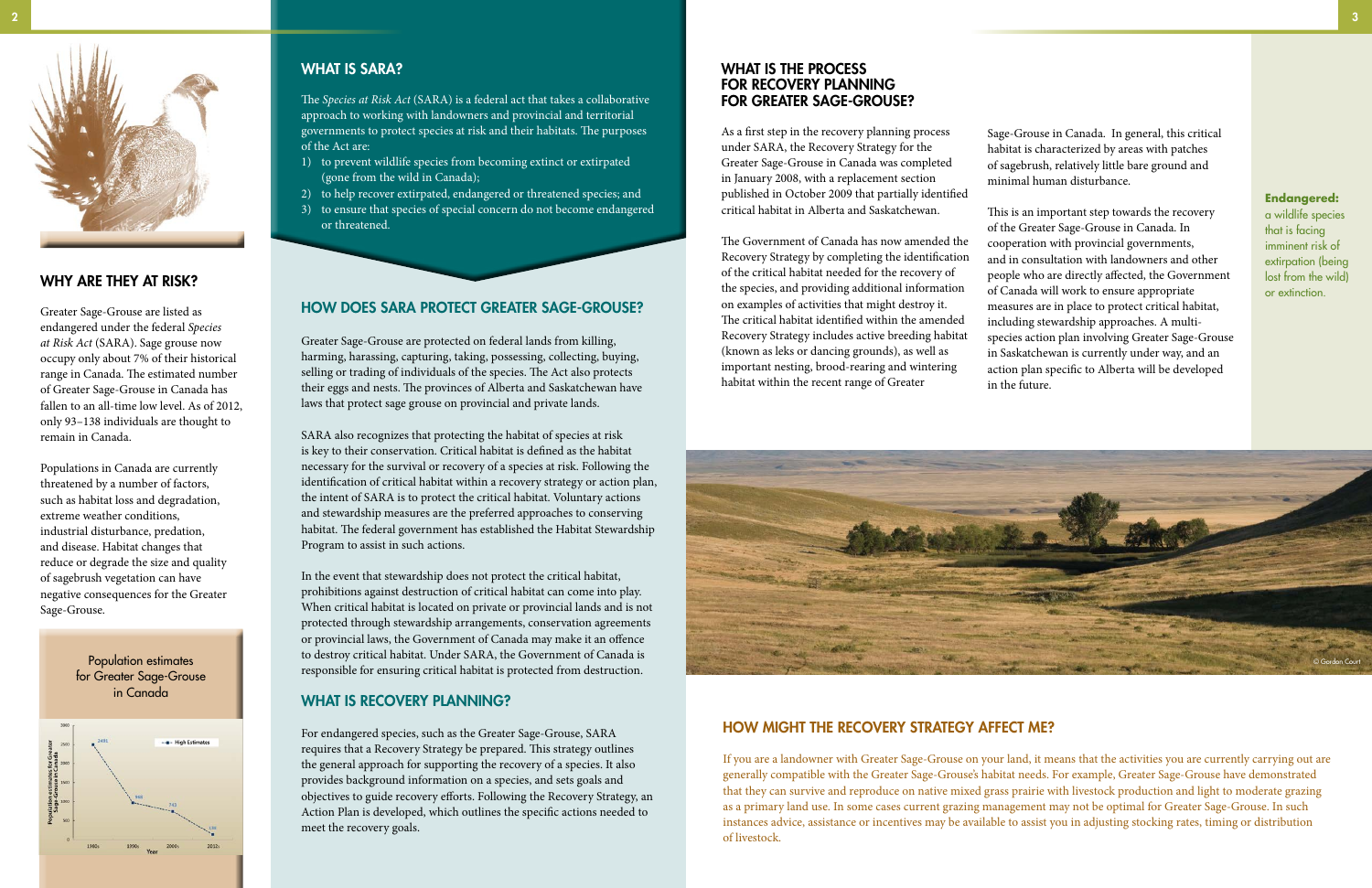## WHY ARE THEY AT RISK?

Greater Sage-Grouse are listed as endangered under the federal *Species at Risk Act* (SARA). Sage grouse now occupy only about 7% of their historical range in Canada. The estimated number of Greater Sage-Grouse in Canada has fallen to an all-time low level. As of 2012, only 93–138 individuals are thought to remain in Canada.

Populations in Canada are currently threatened by a number of factors, such as habitat loss and degradation, extreme weather conditions, industrial disturbance, predation, and disease. Habitat changes that reduce or degrade the size and quality of sagebrush vegetation can have negative consequences for the Greater Sage-Grouse.

Population estimates for Greater Sage-Grouse in Canada

Population estimates for Greater Sage-Grouse in Canada

High Estimates

2491

966

743

138

3000
2500
2000
1500
1000
500
0

1980s
1990s
2000s
2012s

Year

## WHAT IS SARA?

The *Species at Risk Act* (SARA) is a federal act that takes a collaborative approach to working with landowners and provincial and territorial governments to protect species at risk and their habitats. The purposes of the Act are:

1) to prevent wildlife species from becoming extinct or extirpated (gone from the wild in Canada);
2) to help recover extirpated, endangered or threatened species; and
3) to ensure that species of special concern do not become endangered or threatened.

## HOW DOES SARA PROTECT GREATER SAGE-GROUSE?

Greater Sage-Grouse are protected on federal lands from killing, harming, harassing, capturing, taking, possessing, collecting, buying, selling or trading of individuals of the species. The Act also protects their eggs and nests. The provinces of Alberta and Saskatchewan have laws that protect sage grouse on provincial and private lands.

SARA also recognizes that protecting the habitat of species at risk is key to their conservation. Critical habitat is defined as the habitat necessary for the survival or recovery of a species at risk. Following the identification of critical habitat within a recovery strategy or action plan, the intent of SARA is to protect the critical habitat. Voluntary actions and stewardship measures are the preferred approaches to conserving habitat. The federal government has established the Habitat Stewardship Program to assist in such actions.

In the event that stewardship does not protect the critical habitat, prohibitions against destruction of critical habitat can come into play. When critical habitat is located on private or provincial lands and is not protected through stewardship arrangements, conservation agreements or provincial laws, the Government of Canada may make it an offence to destroy critical habitat. Under SARA, the Government of Canada is responsible for ensuring critical habitat is protected from destruction.

## WHAT IS RECOVERY PLANNING?

For endangered species, such as the Greater Sage-Grouse, SARA requires that a Recovery Strategy be prepared. This strategy outlines the general approach for supporting the recovery of a species. It also provides background information on a species, and sets goals and objectives to guide recovery efforts. Following the Recovery Strategy, an Action Plan is developed, which outlines the specific actions needed to meet the recovery goals.

## WHAT IS THE PROCESS FOR RECOVERY PLANNING FOR GREATER SAGE-GROUSE?

As a first step in the recovery planning process under SARA, the Recovery Strategy for the Greater Sage-Grouse in Canada was completed in January 2008, with a replacement section published in October 2009 that partially identified critical habitat in Alberta and Saskatchewan.

The Government of Canada has now amended the Recovery Strategy by completing the identification of the critical habitat needed for the recovery of the species, and providing additional information on examples of activities that might destroy it. The critical habitat identified within the amended Recovery Strategy includes active breeding habitat (known as leks or dancing grounds), as well as important nesting, brood-rearing and wintering habitat within the recent range of Greater Sage-Grouse in Canada. In general, this critical habitat is characterized by areas with patches of sagebrush, relatively little bare ground and minimal human disturbance.

This is an important step towards the recovery of the Greater Sage-Grouse in Canada. In cooperation with provincial governments, and in consultation with landowners and other people who are directly affected, the Government of Canada will work to ensure appropriate measures are in place to protect critical habitat, including stewardship approaches. A multi-species action plan involving Greater Sage-Grouse in Saskatchewan is currently under way, and an action plan specific to Alberta will be developed in the future.

**Endangered:** a wildlife species that is facing imminent risk of extirpation (being lost from the wild) or extinction.

© Gordon Court

## HOW MIGHT THE RECOVERY STRATEGY AFFECT ME?

If you are a landowner with Greater Sage-Grouse on your land, it means that the activities you are currently carrying out are generally compatible with the Greater Sage-Grouse's habitat needs. For example, Greater Sage-Grouse have demonstrated that they can survive and reproduce on native mixed grass prairie with livestock production and light to moderate grazing as a primary land use. In some cases current grazing management may not be optimal for Greater Sage-Grouse. In such instances advice, assistance or incentives may be available to assist you in adjusting stocking rates, timing or distribution of livestock.